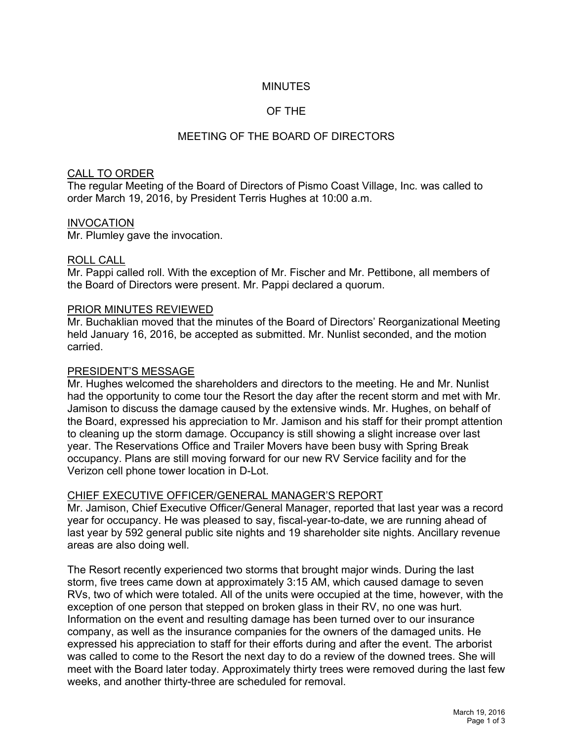# MINUTES

# OF THE

# MEETING OF THE BOARD OF DIRECTORS

## CALL TO ORDER

The regular Meeting of the Board of Directors of Pismo Coast Village, Inc. was called to order March 19, 2016, by President Terris Hughes at 10:00 a.m.

## INVOCATION

Mr. Plumley gave the invocation.

## ROLL CALL

Mr. Pappi called roll. With the exception of Mr. Fischer and Mr. Pettibone, all members of the Board of Directors were present. Mr. Pappi declared a quorum.

## PRIOR MINUTES REVIEWED

Mr. Buchaklian moved that the minutes of the Board of Directors' Reorganizational Meeting held January 16, 2016, be accepted as submitted. Mr. Nunlist seconded, and the motion carried.

## PRESIDENT'S MESSAGE

Mr. Hughes welcomed the shareholders and directors to the meeting. He and Mr. Nunlist had the opportunity to come tour the Resort the day after the recent storm and met with Mr. Jamison to discuss the damage caused by the extensive winds. Mr. Hughes, on behalf of the Board, expressed his appreciation to Mr. Jamison and his staff for their prompt attention to cleaning up the storm damage. Occupancy is still showing a slight increase over last year. The Reservations Office and Trailer Movers have been busy with Spring Break occupancy. Plans are still moving forward for our new RV Service facility and for the Verizon cell phone tower location in D-Lot.

## CHIEF EXECUTIVE OFFICER/GENERAL MANAGER'S REPORT

Mr. Jamison, Chief Executive Officer/General Manager, reported that last year was a record year for occupancy. He was pleased to say, fiscal-year-to-date, we are running ahead of last year by 592 general public site nights and 19 shareholder site nights. Ancillary revenue areas are also doing well.

The Resort recently experienced two storms that brought major winds. During the last storm, five trees came down at approximately 3:15 AM, which caused damage to seven RVs, two of which were totaled. All of the units were occupied at the time, however, with the exception of one person that stepped on broken glass in their RV, no one was hurt. Information on the event and resulting damage has been turned over to our insurance company, as well as the insurance companies for the owners of the damaged units. He expressed his appreciation to staff for their efforts during and after the event. The arborist was called to come to the Resort the next day to do a review of the downed trees. She will meet with the Board later today. Approximately thirty trees were removed during the last few weeks, and another thirty-three are scheduled for removal.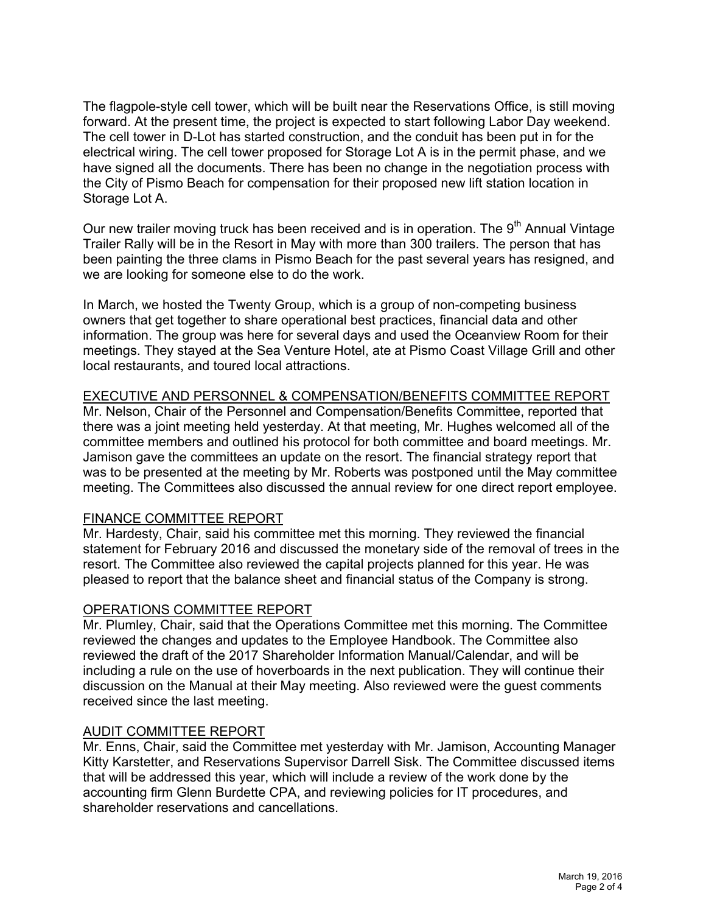The flagpole-style cell tower, which will be built near the Reservations Office, is still moving forward. At the present time, the project is expected to start following Labor Day weekend. The cell tower in D-Lot has started construction, and the conduit has been put in for the electrical wiring. The cell tower proposed for Storage Lot A is in the permit phase, and we have signed all the documents. There has been no change in the negotiation process with the City of Pismo Beach for compensation for their proposed new lift station location in Storage Lot A.

Our new trailer moving truck has been received and is in operation. The 9th Annual Vintage Trailer Rally will be in the Resort in May with more than 300 trailers. The person that has been painting the three clams in Pismo Beach for the past several years has resigned, and we are looking for someone else to do the work.

In March, we hosted the Twenty Group, which is a group of non-competing business owners that get together to share operational best practices, financial data and other information. The group was here for several days and used the Oceanview Room for their meetings. They stayed at the Sea Venture Hotel, ate at Pismo Coast Village Grill and other local restaurants, and toured local attractions.

## EXECUTIVE AND PERSONNEL & COMPENSATION/BENEFITS COMMITTEE REPORT

Mr. Nelson, Chair of the Personnel and Compensation/Benefits Committee, reported that there was a joint meeting held yesterday. At that meeting, Mr. Hughes welcomed all of the committee members and outlined his protocol for both committee and board meetings. Mr. Jamison gave the committees an update on the resort. The financial strategy report that was to be presented at the meeting by Mr. Roberts was postponed until the May committee meeting. The Committees also discussed the annual review for one direct report employee.

## FINANCE COMMITTEE REPORT

Mr. Hardesty, Chair, said his committee met this morning. They reviewed the financial statement for February 2016 and discussed the monetary side of the removal of trees in the resort. The Committee also reviewed the capital projects planned for this year. He was pleased to report that the balance sheet and financial status of the Company is strong.

## OPERATIONS COMMITTEE REPORT

Mr. Plumley, Chair, said that the Operations Committee met this morning. The Committee reviewed the changes and updates to the Employee Handbook. The Committee also reviewed the draft of the 2017 Shareholder Information Manual/Calendar, and will be including a rule on the use of hoverboards in the next publication. They will continue their discussion on the Manual at their May meeting. Also reviewed were the guest comments received since the last meeting.

## AUDIT COMMITTEE REPORT

Mr. Enns, Chair, said the Committee met yesterday with Mr. Jamison, Accounting Manager Kitty Karstetter, and Reservations Supervisor Darrell Sisk. The Committee discussed items that will be addressed this year, which will include a review of the work done by the accounting firm Glenn Burdette CPA, and reviewing policies for IT procedures, and shareholder reservations and cancellations.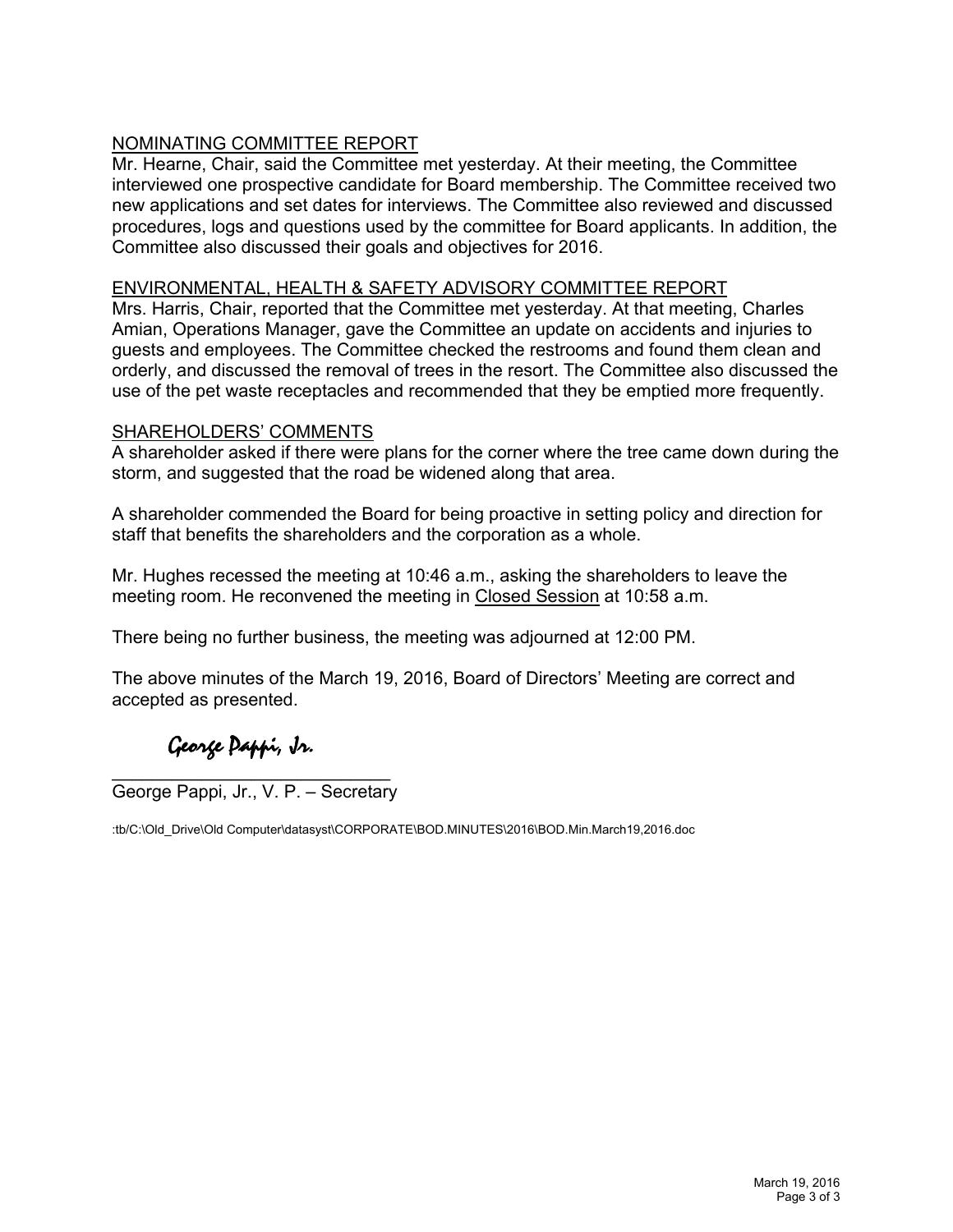## NOMINATING COMMITTEE REPORT

Mr. Hearne, Chair, said the Committee met yesterday. At their meeting, the Committee interviewed one prospective candidate for Board membership. The Committee received two new applications and set dates for interviews. The Committee also reviewed and discussed procedures, logs and questions used by the committee for Board applicants. In addition, the Committee also discussed their goals and objectives for 2016.

## ENVIRONMENTAL, HEALTH & SAFETY ADVISORY COMMITTEE REPORT

Mrs. Harris, Chair, reported that the Committee met yesterday. At that meeting, Charles Amian, Operations Manager, gave the Committee an update on accidents and injuries to guests and employees. The Committee checked the restrooms and found them clean and orderly, and discussed the removal of trees in the resort. The Committee also discussed the use of the pet waste receptacles and recommended that they be emptied more frequently.

## SHAREHOLDERS' COMMENTS

A shareholder asked if there were plans for the corner where the tree came down during the storm, and suggested that the road be widened along that area.

A shareholder commended the Board for being proactive in setting policy and direction for staff that benefits the shareholders and the corporation as a whole.

Mr. Hughes recessed the meeting at 10:46 a.m., asking the shareholders to leave the meeting room. He reconvened the meeting in Closed Session at 10:58 a.m.

There being no further business, the meeting was adjourned at 12:00 PM.

The above minutes of the March 19, 2016, Board of Directors' Meeting are correct and accepted as presented.

*George Pappi, Jr.*

\_\_\_\_\_\_\_\_\_\_\_\_\_\_\_\_\_\_\_\_\_\_\_\_\_\_\_\_

George Pappi, Jr., V. P. – Secretary

:tb/C:\Old_Drive\Old Computer\datasyst\CORPORATE\BOD.MINUTES\2016\BOD.Min.March19,2016.doc